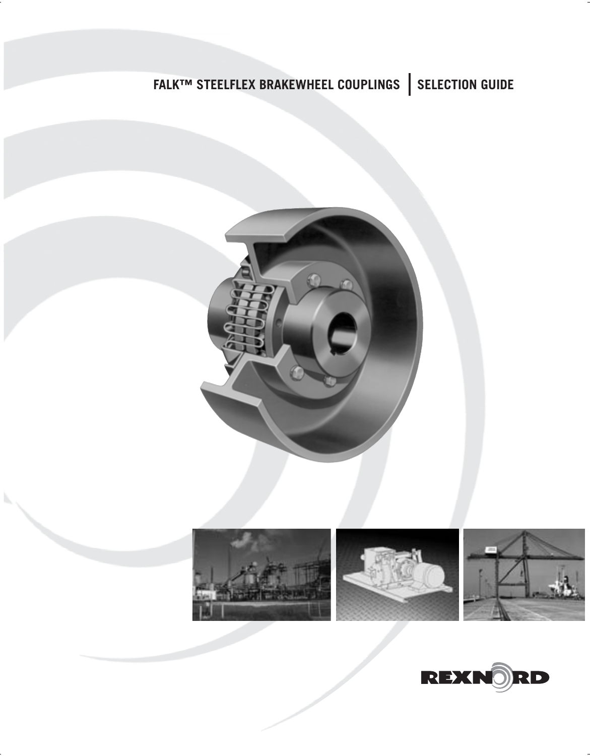# FALK™ STEELFLEX BRAKEWHEEL COUPLINGS | SELECTION GUIDE

REXNORD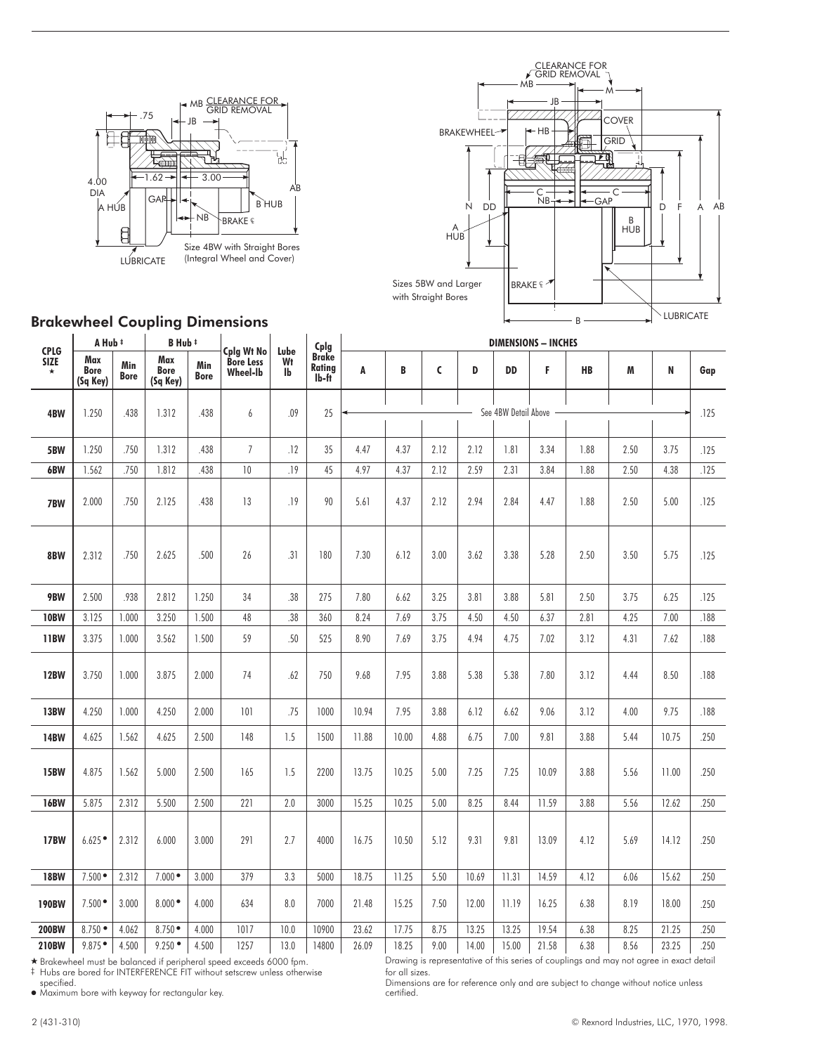Size 4BW with Straight Bores (Integral Wheel and Cover)

Sizes 5BW and Larger with Straight Bores

## Brakewheel Coupling Dimensions

| CPLG SIZE ★ | A Hub ‡ | | B Hub ‡ | | Cplg Wt No Bore Less Wheel-lb | Lube Wt lb | Cplg Brake Rating lb-ft | DIMENSIONS – INCHES | | | | | | | | | |
|---|---|---|---|---|---|---|---|---|---|---|---|---|---|---|---|---|---|
| | Max Bore (Sq Key) | Min Bore | Max Bore (Sq Key) | Min Bore | | | | A | B | C | D | DD | F | HB | M | N | Gap |
| 4BW | 1.250 | .438 | 1.312 | .438 | 6 | .09 | 25 | See 4BW Detail Above | | | | | | | | | .125 |
| 5BW | 1.250 | .750 | 1.312 | .438 | 7 | .12 | 35 | 4.47 | 4.37 | 2.12 | 2.12 | 1.81 | 3.34 | 1.88 | 2.50 | 3.75 | .125 |
| 6BW | 1.562 | .750 | 1.812 | .438 | 10 | .19 | 45 | 4.97 | 4.37 | 2.12 | 2.59 | 2.31 | 3.84 | 1.88 | 2.50 | 4.38 | .125 |
| 7BW | 2.000 | .750 | 2.125 | .438 | 13 | .19 | 90 | 5.61 | 4.37 | 2.12 | 2.94 | 2.84 | 4.47 | 1.88 | 2.50 | 5.00 | .125 |
| 8BW | 2.312 | .750 | 2.625 | .500 | 26 | .31 | 180 | 7.30 | 6.12 | 3.00 | 3.62 | 3.38 | 5.28 | 2.50 | 3.50 | 5.75 | .125 |
| 9BW | 2.500 | .938 | 2.812 | 1.250 | 34 | .38 | 275 | 7.80 | 6.62 | 3.25 | 3.81 | 3.88 | 5.81 | 2.50 | 3.75 | 6.25 | .125 |
| 10BW | 3.125 | 1.000 | 3.250 | 1.500 | 48 | .38 | 360 | 8.24 | 7.69 | 3.75 | 4.50 | 4.50 | 6.37 | 2.81 | 4.25 | 7.00 | .188 |
| 11BW | 3.375 | 1.000 | 3.562 | 1.500 | 59 | .50 | 525 | 8.90 | 7.69 | 3.75 | 4.94 | 4.75 | 7.02 | 3.12 | 4.31 | 7.62 | .188 |
| 12BW | 3.750 | 1.000 | 3.875 | 2.000 | 74 | .62 | 750 | 9.68 | 7.95 | 3.88 | 5.38 | 5.38 | 7.80 | 3.12 | 4.44 | 8.50 | .188 |
| 13BW | 4.250 | 1.000 | 4.250 | 2.000 | 101 | .75 | 1000 | 10.94 | 7.95 | 3.88 | 6.12 | 6.62 | 9.06 | 3.12 | 4.00 | 9.75 | .188 |
| 14BW | 4.625 | 1.562 | 4.625 | 2.500 | 148 | 1.5 | 1500 | 11.88 | 10.00 | 4.88 | 6.75 | 7.00 | 9.81 | 3.88 | 5.44 | 10.75 | .250 |
| 15BW | 4.875 | 1.562 | 5.000 | 2.500 | 165 | 1.5 | 2200 | 13.75 | 10.25 | 5.00 | 7.25 | 7.25 | 10.09 | 3.88 | 5.56 | 11.00 | .250 |
| 16BW | 5.875 | 2.312 | 5.500 | 2.500 | 221 | 2.0 | 3000 | 15.25 | 10.25 | 5.00 | 8.25 | 8.44 | 11.59 | 3.88 | 5.56 | 12.62 | .250 |
| 17BW | 6.625 ● | 2.312 | 6.000 | 3.000 | 291 | 2.7 | 4000 | 16.75 | 10.50 | 5.12 | 9.31 | 9.81 | 13.09 | 4.12 | 5.69 | 14.12 | .250 |
| 18BW | 7.500 ● | 2.312 | 7.000 ● | 3.000 | 379 | 3.3 | 5000 | 18.75 | 11.25 | 5.50 | 10.69 | 11.31 | 14.59 | 4.12 | 6.06 | 15.62 | .250 |
| 190BW | 7.500 ● | 3.000 | 8.000 ● | 4.000 | 634 | 8.0 | 7000 | 21.48 | 15.25 | 7.50 | 12.00 | 11.19 | 16.25 | 6.38 | 8.19 | 18.00 | .250 |
| 200BW | 8.750 ● | 4.062 | 8.750 ● | 4.000 | 1017 | 10.0 | 10900 | 23.62 | 17.75 | 8.75 | 13.25 | 13.25 | 19.54 | 6.38 | 8.25 | 21.25 | .250 |
| 210BW | 9.875 ● | 4.500 | 9.250 ● | 4.500 | 1257 | 13.0 | 14800 | 26.09 | 18.25 | 9.00 | 14.00 | 15.00 | 21.58 | 6.38 | 8.56 | 23.25 | .250 |

★ Brakewheel must be balanced if peripheral speed exceeds 6000 fpm.
‡ Hubs are bored for INTERFERENCE FIT without setscrew unless otherwise specified.
● Maximum bore with keyway for rectangular key.

Drawing is representative of this series of couplings and may not agree in exact detail for all sizes.
Dimensions are for reference only and are subject to change without notice unless certified.

2 (431-310)

© Rexnord Industries, LLC, 1970, 1998.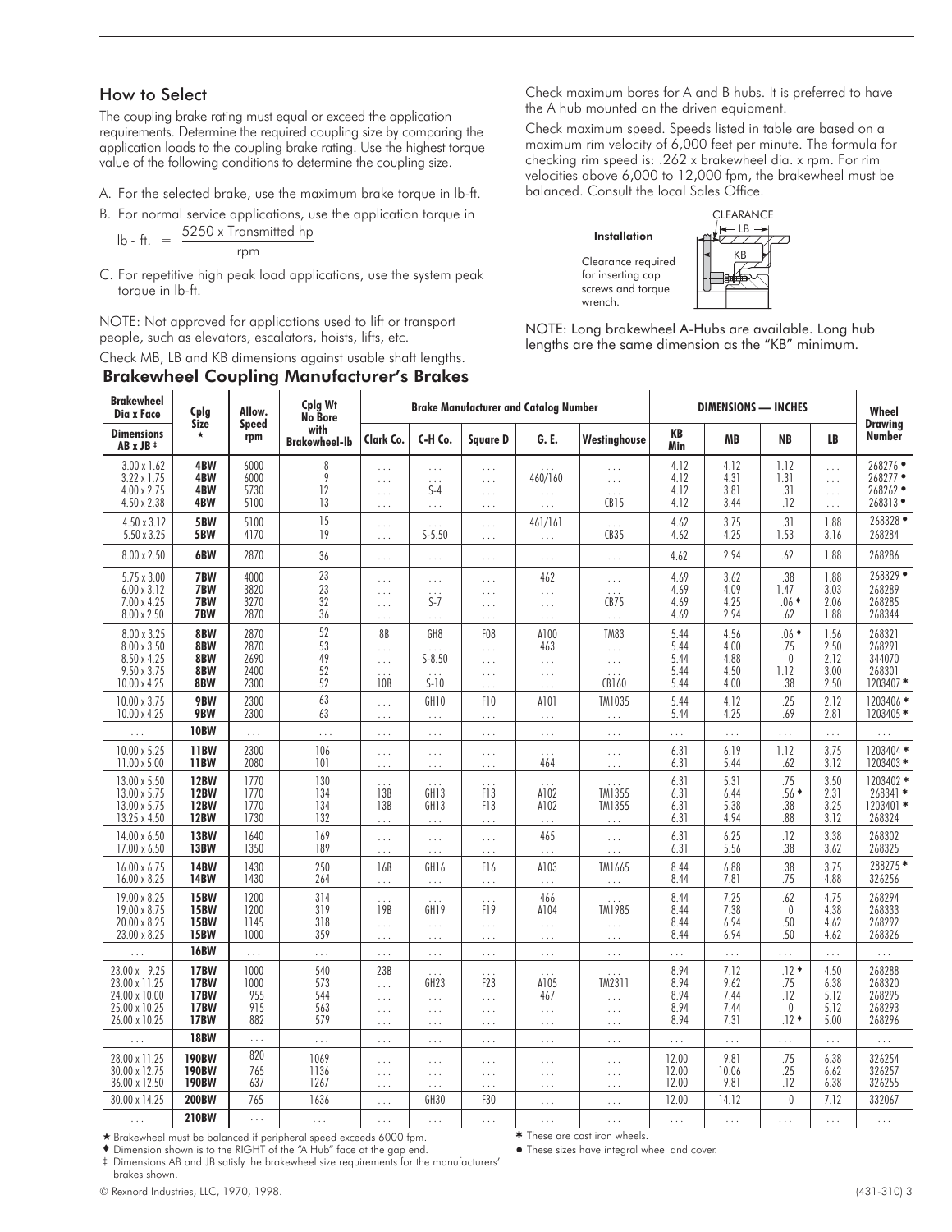## How to Select

The coupling brake rating must equal or exceed the application requirements. Determine the required coupling size by comparing the application loads to the coupling brake rating. Use the highest torque value of the following conditions to determine the coupling size.

A. For the selected brake, use the maximum brake torque in lb-ft.

B. For normal service applications, use the application torque in

$$\text{lb - ft.} = \frac{5250 \times \text{Transmitted hp}}{\text{rpm}}$$

C. For repetitive high peak load applications, use the system peak torque in lb-ft.

NOTE: Not approved for applications used to lift or transport people, such as elevators, escalators, hoists, lifts, etc.

Check MB, LB and KB dimensions against usable shaft lengths.

Check maximum bores for A and B hubs. It is preferred to have the A hub mounted on the driven equipment.

Check maximum speed. Speeds listed in table are based on a maximum rim velocity of 6,000 feet per minute. The formula for checking rim speed is: .262 x brakewheel dia. x rpm. For rim velocities above 6,000 to 12,000 fpm, the brakewheel must be balanced. Consult the local Sales Office.

**Installation**

Clearance required for inserting cap screws and torque wrench.

CLEARANCE — LB — KB

NOTE: Long brakewheel A-Hubs are available. Long hub lengths are the same dimension as the "KB" minimum.

## Brakewheel Coupling Manufacturer's Brakes

| Brakewheel Dia x Face Dimensions AB x JB ‡ | Cplg Size ★ | Allow. Speed rpm | Cplg Wt No Bore with Brakewheel-lb | Brake Manufacturer and Catalog Number | | | | | DIMENSIONS — INCHES | | | | Wheel Drawing Number |
|---|---|---|---|---|---|---|---|---|---|---|---|---|---|
| | | | | Clark Co. | C-H Co. | Square D | G. E. | Westinghouse | KB Min | MB | NB | LB | |
| 3.00 x 1.62 | **4BW** | 6000 | 8 | ... | ... | ... | ... | ... | 4.12 | 4.12 | 1.12 | ... | 268276 ● |
| 3.22 x 1.75 | **4BW** | 6000 | 9 | ... | ... | ... | 460/160 | ... | 4.12 | 4.31 | 1.31 | ... | 268277 ● |
| 4.00 x 2.75 | **4BW** | 5730 | 12 | ... | S-4 | ... | ... | ... | 4.12 | 3.81 | .31 | ... | 268262 ● |
| 4.50 x 2.38 | **4BW** | 5100 | 13 | ... | ... | ... | ... | CB15 | 4.12 | 3.44 | .12 | ... | 268313 ● |
| 4.50 x 3.12 | **5BW** | 5100 | 15 | ... | ... | ... | 461/161 | ... | 4.62 | 3.75 | .31 | 1.88 | 268328 ● |
| 5.50 x 3.25 | **5BW** | 4170 | 19 | ... | S-5.50 | ... | ... | CB35 | 4.62 | 4.25 | 1.53 | 3.16 | 268284 |
| 8.00 x 2.50 | **6BW** | 2870 | 36 | ... | ... | ... | ... | ... | 4.62 | 2.94 | .62 | 1.88 | 268286 |
| 5.75 x 3.00 | **7BW** | 4000 | 23 | ... | ... | ... | 462 | ... | 4.69 | 3.62 | .38 | 1.88 | 268329 ● |
| 6.00 x 3.12 | **7BW** | 3820 | 23 | ... | ... | ... | ... | ... | 4.69 | 4.09 | 1.47 | 3.03 | 268289 |
| 7.00 x 4.25 | **7BW** | 3270 | 32 | ... | S-7 | ... | ... | CB75 | 4.69 | 4.25 | .06 ♦ | 2.06 | 268285 |
| 8.00 x 2.50 | **7BW** | 2870 | 36 | ... | ... | ... | ... | ... | 4.69 | 2.94 | .62 | 1.88 | 268344 |
| 8.00 x 3.25 | **8BW** | 2870 | 52 | 8B | GH8 | F08 | A100 | TM83 | 5.44 | 4.56 | .06 ♦ | 1.56 | 268321 |
| 8.00 x 3.50 | **8BW** | 2870 | 53 | ... | ... | ... | 463 | ... | 5.44 | 4.00 | .75 | 2.50 | 268291 |
| 8.50 x 4.25 | **8BW** | 2690 | 49 | ... | S-8.50 | ... | ... | ... | 5.44 | 4.88 | 0 | 2.12 | 344070 |
| 9.50 x 3.75 | **8BW** | 2400 | 52 | ... | ... | ... | ... | ... | 5.44 | 4.50 | 1.12 | 3.00 | 268301 |
| 10.00 x 4.25 | **8BW** | 2300 | 52 | 10B | S-10 | ... | ... | CB160 | 5.44 | 4.00 | .38 | 2.50 | 1203407 ✱ |
| 10.00 x 3.75 | **9BW** | 2300 | 63 | ... | GH10 | F10 | A101 | TM1035 | 5.44 | 4.12 | .25 | 2.12 | 1203406 ✱ |
| 10.00 x 4.25 | **9BW** | 2300 | 63 | ... | ... | ... | ... | ... | 5.44 | 4.25 | .69 | 2.81 | 1203405 ✱ |
| ... | **10BW** | ... | ... | ... | ... | ... | ... | ... | ... | ... | ... | ... | ... |
| 10.00 x 5.25 | **11BW** | 2300 | 106 | ... | ... | ... | ... | ... | 6.31 | 6.19 | 1.12 | 3.75 | 1203404 ✱ |
| 11.00 x 5.00 | **11BW** | 2080 | 101 | ... | ... | ... | 464 | ... | 6.31 | 5.44 | .62 | 3.12 | 1203403 ✱ |
| 13.00 x 5.50 | **12BW** | 1770 | 130 | ... | ... | ... | ... | ... | 6.31 | 5.31 | .75 | 3.50 | 1203402 ✱ |
| 13.00 x 5.75 | **12BW** | 1770 | 134 | 13B | GH13 | F13 | A102 | TM1355 | 6.31 | 6.44 | .56 ♦ | 2.31 | 268341 ✱ |
| 13.00 x 5.75 | **12BW** | 1770 | 134 | 13B | GH13 | F13 | A102 | TM1355 | 6.31 | 5.38 | .38 | 3.25 | 1203401 ✱ |
| 13.25 x 4.50 | **12BW** | 1730 | 132 | ... | ... | ... | ... | ... | 6.31 | 4.94 | .88 | 3.12 | 268324 |
| 14.00 x 6.50 | **13BW** | 1640 | 169 | ... | ... | ... | 465 | ... | 6.31 | 6.25 | .12 | 3.38 | 268302 |
| 17.00 x 6.50 | **13BW** | 1350 | 189 | ... | ... | ... | ... | ... | 6.31 | 5.56 | .38 | 3.62 | 268325 |
| 16.00 x 6.75 | **14BW** | 1430 | 250 | 16B | GH16 | F16 | A103 | TM1665 | 8.44 | 6.88 | .38 | 3.75 | 288275 ✱ |
| 16.00 x 8.25 | **14BW** | 1430 | 264 | ... | ... | ... | ... | ... | 8.44 | 7.81 | .75 | 4.88 | 326256 |
| 19.00 x 8.25 | **15BW** | 1200 | 314 | ... | ... | ... | 466 | ... | 8.44 | 7.25 | .62 | 4.75 | 268294 |
| 19.00 x 8.75 | **15BW** | 1200 | 319 | 19B | GH19 | F19 | A104 | TM1985 | 8.44 | 7.38 | 0 | 4.38 | 268333 |
| 20.00 x 8.25 | **15BW** | 1145 | 318 | ... | ... | ... | ... | ... | 8.44 | 6.94 | .50 | 4.62 | 268292 |
| 23.00 x 8.25 | **15BW** | 1000 | 359 | ... | ... | ... | ... | ... | 8.44 | 6.94 | .50 | 4.62 | 268326 |
| ... | **16BW** | ... | ... | ... | ... | ... | ... | ... | ... | ... | ... | ... | ... |
| 23.00 x 9.25 | **17BW** | 1000 | 540 | 23B | ... | ... | ... | ... | 8.94 | 7.12 | .12 ♦ | 4.50 | 268288 |
| 23.00 x 11.25 | **17BW** | 1000 | 573 | ... | GH23 | F23 | A105 | TM2311 | 8.94 | 9.62 | .75 | 6.38 | 268320 |
| 24.00 x 10.00 | **17BW** | 955 | 544 | ... | ... | ... | 467 | ... | 8.94 | 7.44 | .12 | 5.12 | 268295 |
| 25.00 x 10.25 | **17BW** | 915 | 563 | ... | ... | ... | ... | ... | 8.94 | 7.44 | 0 | 5.12 | 268293 |
| 26.00 x 10.25 | **17BW** | 882 | 579 | ... | ... | ... | ... | ... | 8.94 | 7.31 | .12 ♦ | 5.00 | 268296 |
| ... | **18BW** | ... | ... | ... | ... | ... | ... | ... | ... | ... | ... | ... | ... |
| 28.00 x 11.25 | **190BW** | 820 | 1069 | ... | ... | ... | ... | ... | 12.00 | 9.81 | .75 | 6.38 | 326254 |
| 30.00 x 12.75 | **190BW** | 765 | 1136 | ... | ... | ... | ... | ... | 12.00 | 10.06 | .25 | 6.62 | 326257 |
| 36.00 x 12.50 | **190BW** | 637 | 1267 | ... | ... | ... | ... | ... | 12.00 | 9.81 | .12 | 6.38 | 326255 |
| 30.00 x 14.25 | **200BW** | 765 | 1636 | ... | GH30 | F30 | ... | ... | 12.00 | 14.12 | 0 | 7.12 | 332067 |
| ... | **210BW** | ... | ... | ... | ... | ... | ... | ... | ... | ... | ... | ... | ... |

★ Brakewheel must be balanced if peripheral speed exceeds 6000 fpm.

♦ Dimension shown is to the RIGHT of the "A Hub" face at the gap end.

‡ Dimensions AB and JB satisfy the brakewheel size requirements for the manufacturers' brakes shown.

✱ These are cast iron wheels.

● These sizes have integral wheel and cover.

© Rexnord Industries, LLC, 1970, 1998. (431-310)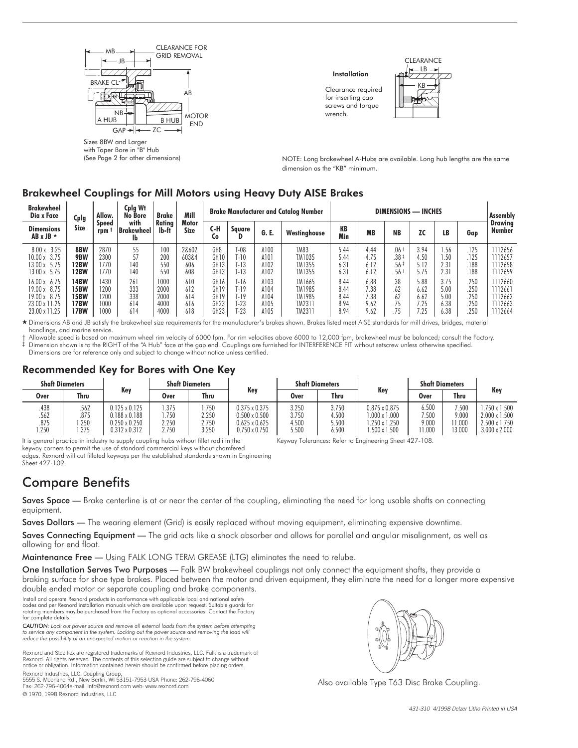MB — JB — CLEARANCE FOR GRID REMOVAL

BRAKE CL

NB

A HUB

B HUB

AB

MOTOR END

GAP — ZC

Sizes 8BW and Larger with Taper Bore in "B" Hub (See Page 2 for other dimensions)

**Installation**

Clearance required for inserting cap screws and torque wrench.

CLEARANCE

LB

KB

NOTE: Long brakewheel A-Hubs are available. Long hub lengths are the same dimension as the "KB" minimum.

## Brakewheel Couplings for Mill Motors using Heavy Duty AISE Brakes

| Brakewheel Dia x Face / Dimensions AB x JB ★ | Cplg Size | Allow. Speed rpm † | Cplg Wt No Bore with Brakewheel lb | Brake Rating lb-ft | Mill Motor Size | Brake Manufacturer and Catalog Number | | | | DIMENSIONS — INCHES | | | | | | Assembly Drawing Number |
|---|---|---|---|---|---|---|---|---|---|---|---|---|---|---|---|---|
| | | | | | | C-H Co | Square D | G. E. | Westinghouse | KB Min | MB | NB | ZC | LB | Gap | |
| 8.00 x 3.25 | 8BW | 2870 | 55 | 100 | 2&602 | GH8 | T-08 | A100 | TM83 | 5.44 | 4.44 | .06 ‡ | 3.94 | 1.56 | .125 | 1112656 |
| 10.00 x 3.75 | 9BW | 2300 | 57 | 200 | 603&4 | GH10 | T-10 | A101 | TM1035 | 5.44 | 4.75 | .38 ‡ | 4.50 | 1.50 | .125 | 1112657 |
| 13.00 x 5.75 | 12BW | 1770 | 140 | 550 | 606 | GH13 | T-13 | A102 | TM1355 | 6.31 | 6.12 | .56 ‡ | 5.12 | 2.31 | .188 | 1112658 |
| 13.00 x 5.75 | 12BW | 1770 | 140 | 550 | 608 | GH13 | T-13 | A102 | TM1355 | 6.31 | 6.12 | .56 ‡ | 5.75 | 2.31 | .188 | 1112659 |
| 16.00 x 6.75 | 14BW | 1430 | 261 | 1000 | 610 | GH16 | T-16 | A103 | TM1665 | 8.44 | 6.88 | .38 | 5.88 | 3.75 | .250 | 1112660 |
| 19.00 x 8.75 | 15BW | 1200 | 333 | 2000 | 612 | GH19 | T-19 | A104 | TM1985 | 8.44 | 7.38 | .62 | 6.62 | 5.00 | .250 | 1112661 |
| 19.00 x 8.75 | 15BW | 1200 | 338 | 2000 | 614 | GH19 | T-19 | A104 | TM1985 | 8.44 | 7.38 | .62 | 6.62 | 5.00 | .250 | 1112662 |
| 23.00 x 11.25 | 17BW | 1000 | 614 | 4000 | 616 | GH23 | T-23 | A105 | TM2311 | 8.94 | 9.62 | .75 | 7.25 | 6.38 | .250 | 1112663 |
| 23.00 x 11.25 | 17BW | 1000 | 614 | 4000 | 618 | GH23 | T-23 | A105 | TM2311 | 8.94 | 9.62 | .75 | 7.25 | 6.38 | .250 | 1112664 |

★ Dimensions AB and JB satisfy the brakewheel size requirements for the manufacturer's brakes shown. Brakes listed meet AISE standards for mill drives, bridges, material handlings, and marine service.

† Allowable speed is based on maximum wheel rim velocity of 6000 fpm. For rim velocities above 6000 to 12,000 fpm, brakewheel must be balanced; consult the Factory.

‡ Dimension shown is to the RIGHT of the "A Hub" face at the gap end. Couplings are furnished for INTERFERENCE FIT without setscrew unless otherwise specified.

Dimensions are for reference only and subject to change without notice unless certified.

## Recommended Key for Bores with One Key

| Shaft Diameters | | Key | Shaft Diameters | | Key | Shaft Diameters | | Key | Shaft Diameters | | Key |
|---|---|---|---|---|---|---|---|---|---|---|---|
| Over | Thru | | Over | Thru | | Over | Thru | | Over | Thru | |
| .438 | .562 | 0.125 x 0.125 | 1.375 | 1.750 | 0.375 x 0.375 | 3.250 | 3.750 | 0.875 x 0.875 | 6.500 | 7.500 | 1.750 x 1.500 |
| .562 | .875 | 0.188 x 0.188 | 1.750 | 2.250 | 0.500 x 0.500 | 3.750 | 4.500 | 1.000 x 1.000 | 7.500 | 9.000 | 2.000 x 1.500 |
| .875 | 1.250 | 0.250 x 0.250 | 2.250 | 2.750 | 0.625 x 0.625 | 4.500 | 5.500 | 1.250 x 1.250 | 9.000 | 11.000 | 2.500 x 1.750 |
| 1.250 | 1.375 | 0.312 x 0.312 | 2.750 | 3.250 | 0.750 x 0.750 | 5.500 | 6.500 | 1.500 x 1.500 | 11.000 | 13.000 | 3.000 x 2.000 |

It is general practice in industry to supply coupling hubs without fillet radii in the keyway corners to permit the use of standard commercial keys without chamfered edges. Rexnord will cut filleted keyways per the established standards shown in Engineering Sheet 427-109.

Keyway Tolerances: Refer to Engineering Sheet 427-108.

# Compare Benefits

**Saves Space** — Brake centerline is at or near the center of the coupling, eliminating the need for long usable shafts on connecting equipment.

**Saves Dollars** — The wearing element (Grid) is easily replaced without moving equipment, eliminating expensive downtime.

**Saves Connecting Equipment** — The grid acts like a shock absorber and allows for parallel and angular misalignment, as well as allowing for end float.

**Maintenance Free** — Using FALK LONG TERM GREASE (LTG) eliminates the need to relube.

**One Installation Serves Two Purposes** — Falk BW brakewheel couplings not only connect the equipment shafts, they provide a braking surface for shoe type brakes. Placed between the motor and driven equipment, they eliminate the need for a longer more expensive double ended motor or separate coupling and brake components.

Install and operate Rexnord products in conformance with applicable local and national safety codes and per Rexnord installation manuals which are available upon request. Suitable guards for rotating members may be purchased from the Factory as optional accessories. Contact the Factory for complete details.

*CAUTION: Lock out power source and remove all external loads from the system before attempting to service any component in the system. Locking out the power source and removing the load will reduce the possibility of an unexpected motion or reaction in the system.*

Rexnord and Steelflex are registered trademarks of Rexnord Industries, LLC. Falk is a trademark of Rexnord. All rights reserved. The contents of this selection guide are subject to change without notice or obligation. Information contained herein should be confirmed before placing orders.

Rexnord Industries, LLC, Coupling Group,
5555 S. Moorland Rd., New Berlin, WI 53151-7953 USA Phone: 262-796-4060
Fax: 262-796-4064e-mail: info@rexnord.com web: www.rexnord.com
© 1970, 1998 Rexnord Industries, LLC

Also available Type T63 Disc Brake Coupling.

431-310 4/1998 Delzer Litho Printed in USA